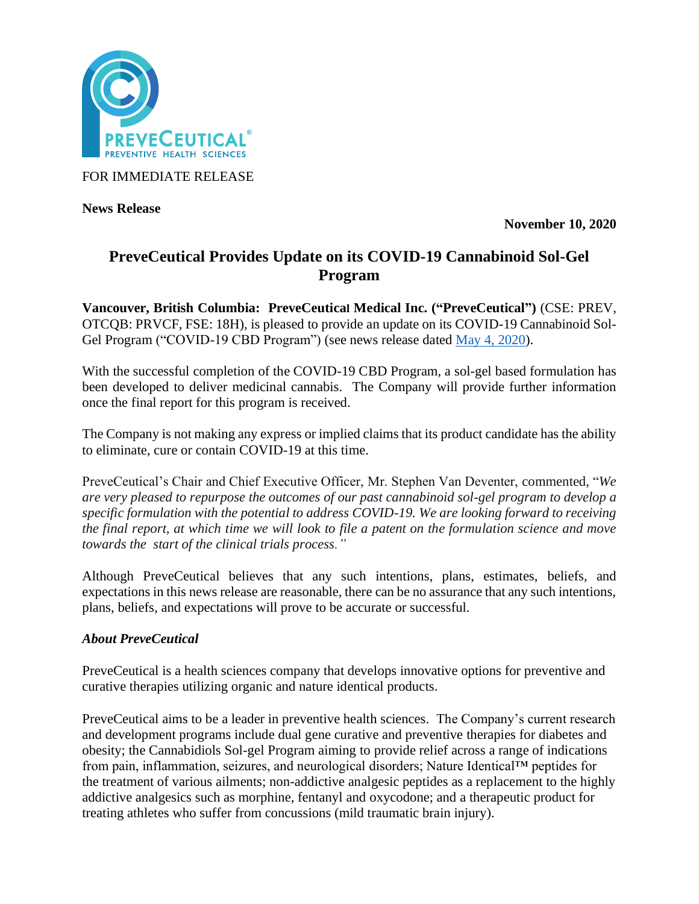FOR IMMEDIATE RELEASE

**News Release**

**November 10, 2020**

# PreveCeutical Provides Update on its COVID-19 Cannabinoid Sol-Gel Program

**Vancouver, British Columbia: PreveCeutical Medical Inc. ("PreveCeutical")** (CSE: PREV, OTCQB: PRVCF, FSE: 18H), is pleased to provide an update on its COVID-19 Cannabinoid Sol-Gel Program ("COVID-19 CBD Program") (see news release dated May 4, 2020).

With the successful completion of the COVID-19 CBD Program, a sol-gel based formulation has been developed to deliver medicinal cannabis. The Company will provide further information once the final report for this program is received.

The Company is not making any express or implied claims that its product candidate has the ability to eliminate, cure or contain COVID-19 at this time.

PreveCeutical's Chair and Chief Executive Officer, Mr. Stephen Van Deventer, commented, "*We are very pleased to repurpose the outcomes of our past cannabinoid sol-gel program to develop a specific formulation with the potential to address COVID-19. We are looking forward to receiving the final report, at which time we will look to file a patent on the formulation science and move towards the start of the clinical trials process.*"

Although PreveCeutical believes that any such intentions, plans, estimates, beliefs, and expectations in this news release are reasonable, there can be no assurance that any such intentions, plans, beliefs, and expectations will prove to be accurate or successful.

### *About PreveCeutical*

PreveCeutical is a health sciences company that develops innovative options for preventive and curative therapies utilizing organic and nature identical products.

PreveCeutical aims to be a leader in preventive health sciences. The Company's current research and development programs include dual gene curative and preventive therapies for diabetes and obesity; the Cannabidiols Sol-gel Program aiming to provide relief across a range of indications from pain, inflammation, seizures, and neurological disorders; Nature Identical™ peptides for the treatment of various ailments; non-addictive analgesic peptides as a replacement to the highly addictive analgesics such as morphine, fentanyl and oxycodone; and a therapeutic product for treating athletes who suffer from concussions (mild traumatic brain injury).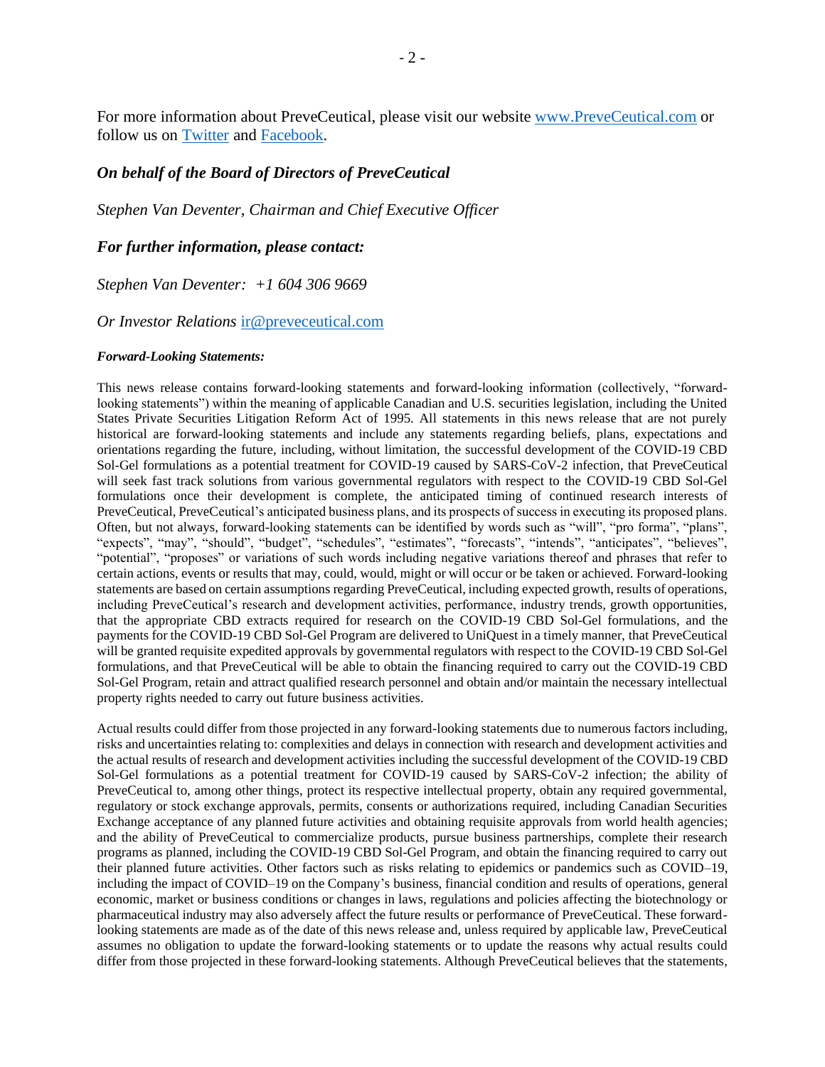For more information about PreveCeutical, please visit our website [www.PreveCeutical.com](www.PreveCeutical.com) or follow us on [Twitter]() and [Facebook]().

***On behalf of the Board of Directors of PreveCeutical***

*Stephen Van Deventer, Chairman and Chief Executive Officer*

***For further information, please contact:***

*Stephen Van Deventer: +1 604 306 9669*

*Or Investor Relations* [ir@preveceutical.com](mailto:ir@preveceutical.com)

***Forward-Looking Statements:***

This news release contains forward-looking statements and forward-looking information (collectively, "forward-looking statements") within the meaning of applicable Canadian and U.S. securities legislation, including the United States Private Securities Litigation Reform Act of 1995. All statements in this news release that are not purely historical are forward-looking statements and include any statements regarding beliefs, plans, expectations and orientations regarding the future, including, without limitation, the successful development of the COVID-19 CBD Sol-Gel formulations as a potential treatment for COVID-19 caused by SARS-CoV-2 infection, that PreveCeutical will seek fast track solutions from various governmental regulators with respect to the COVID-19 CBD Sol-Gel formulations once their development is complete, the anticipated timing of continued research interests of PreveCeutical, PreveCeutical's anticipated business plans, and its prospects of success in executing its proposed plans. Often, but not always, forward-looking statements can be identified by words such as "will", "pro forma", "plans", "expects", "may", "should", "budget", "schedules", "estimates", "forecasts", "intends", "anticipates", "believes", "potential", "proposes" or variations of such words including negative variations thereof and phrases that refer to certain actions, events or results that may, could, would, might or will occur or be taken or achieved. Forward-looking statements are based on certain assumptions regarding PreveCeutical, including expected growth, results of operations, including PreveCeutical's research and development activities, performance, industry trends, growth opportunities, that the appropriate CBD extracts required for research on the COVID-19 CBD Sol-Gel formulations, and the payments for the COVID-19 CBD Sol-Gel Program are delivered to UniQuest in a timely manner, that PreveCeutical will be granted requisite expedited approvals by governmental regulators with respect to the COVID-19 CBD Sol-Gel formulations, and that PreveCeutical will be able to obtain the financing required to carry out the COVID-19 CBD Sol-Gel Program, retain and attract qualified research personnel and obtain and/or maintain the necessary intellectual property rights needed to carry out future business activities.

Actual results could differ from those projected in any forward-looking statements due to numerous factors including, risks and uncertainties relating to: complexities and delays in connection with research and development activities and the actual results of research and development activities including the successful development of the COVID-19 CBD Sol-Gel formulations as a potential treatment for COVID-19 caused by SARS-CoV-2 infection; the ability of PreveCeutical to, among other things, protect its respective intellectual property, obtain any required governmental, regulatory or stock exchange approvals, permits, consents or authorizations required, including Canadian Securities Exchange acceptance of any planned future activities and obtaining requisite approvals from world health agencies; and the ability of PreveCeutical to commercialize products, pursue business partnerships, complete their research programs as planned, including the COVID-19 CBD Sol-Gel Program, and obtain the financing required to carry out their planned future activities. Other factors such as risks relating to epidemics or pandemics such as COVID–19, including the impact of COVID–19 on the Company's business, financial condition and results of operations, general economic, market or business conditions or changes in laws, regulations and policies affecting the biotechnology or pharmaceutical industry may also adversely affect the future results or performance of PreveCeutical. These forward-looking statements are made as of the date of this news release and, unless required by applicable law, PreveCeutical assumes no obligation to update the forward-looking statements or to update the reasons why actual results could differ from those projected in these forward-looking statements. Although PreveCeutical believes that the statements,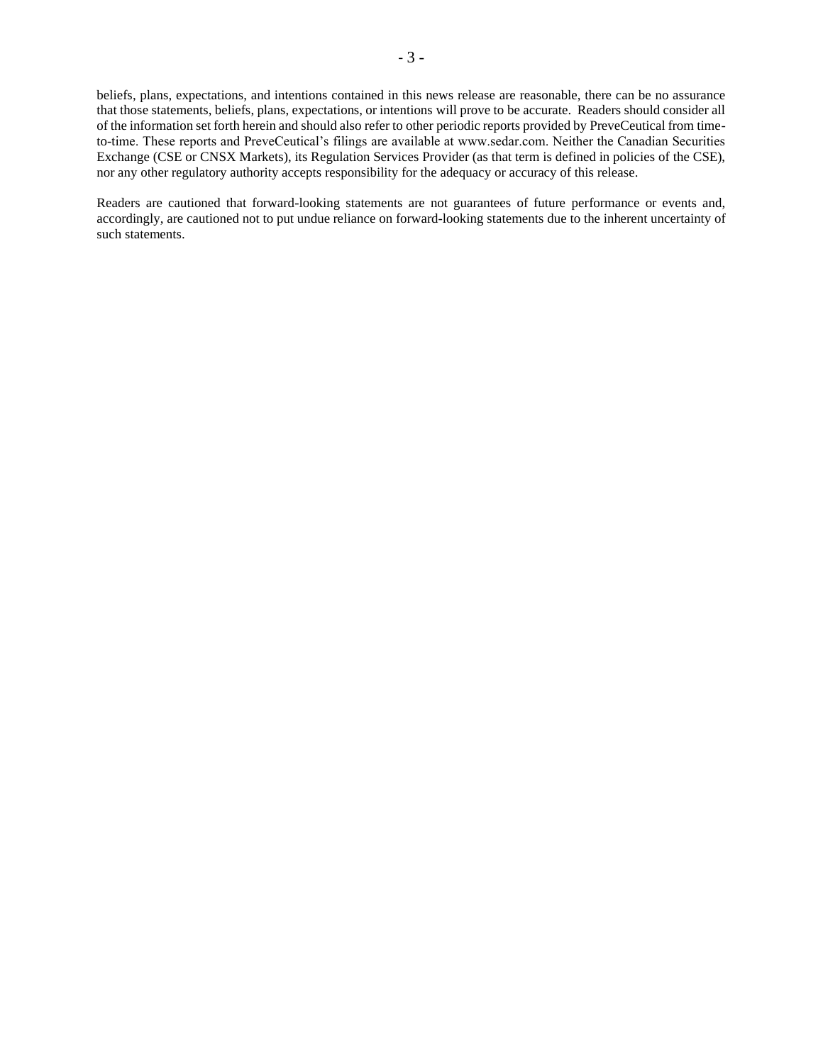beliefs, plans, expectations, and intentions contained in this news release are reasonable, there can be no assurance that those statements, beliefs, plans, expectations, or intentions will prove to be accurate. Readers should consider all of the information set forth herein and should also refer to other periodic reports provided by PreveCeutical from time-to-time. These reports and PreveCeutical's filings are available at www.sedar.com. Neither the Canadian Securities Exchange (CSE or CNSX Markets), its Regulation Services Provider (as that term is defined in policies of the CSE), nor any other regulatory authority accepts responsibility for the adequacy or accuracy of this release.

Readers are cautioned that forward-looking statements are not guarantees of future performance or events and, accordingly, are cautioned not to put undue reliance on forward-looking statements due to the inherent uncertainty of such statements.